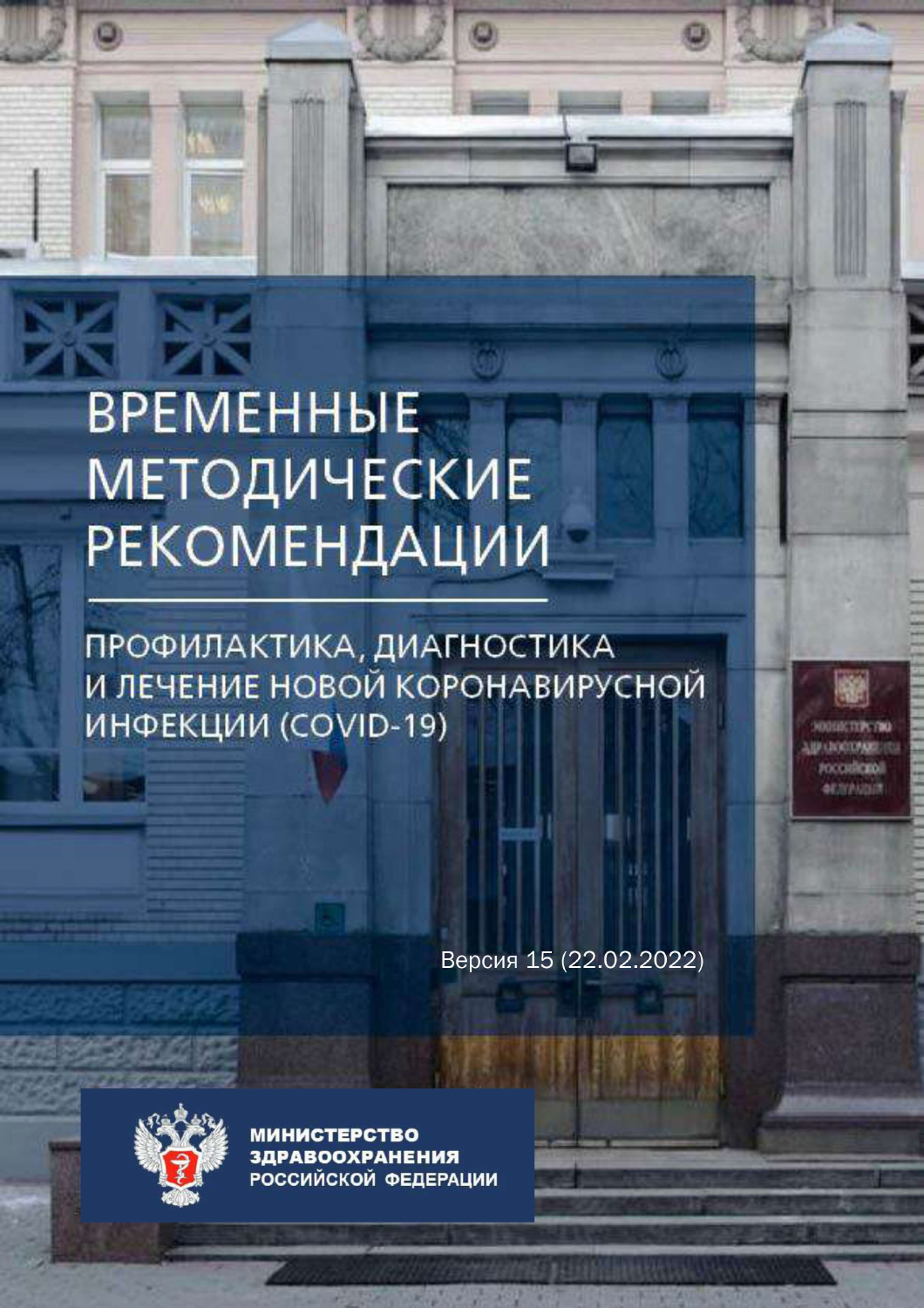# ВРЕМЕННЫЕ МЕТОДИЧЕСКИЕ РЕКОМЕНДАЦИИ

## ПРОФИЛАКТИКА, ДИАГНОСТИКА И ЛЕЧЕНИЕ НОВОЙ КОРОНАВИРУСНОЙ ИНФЕКЦИИ (COVID-19)

Версия 15 (22.02.2022)

**МИНИСТЕРСТВО ЗДРАВООХРАНЕНИЯ РОССИЙСКОЙ ФЕДЕРАЦИИ**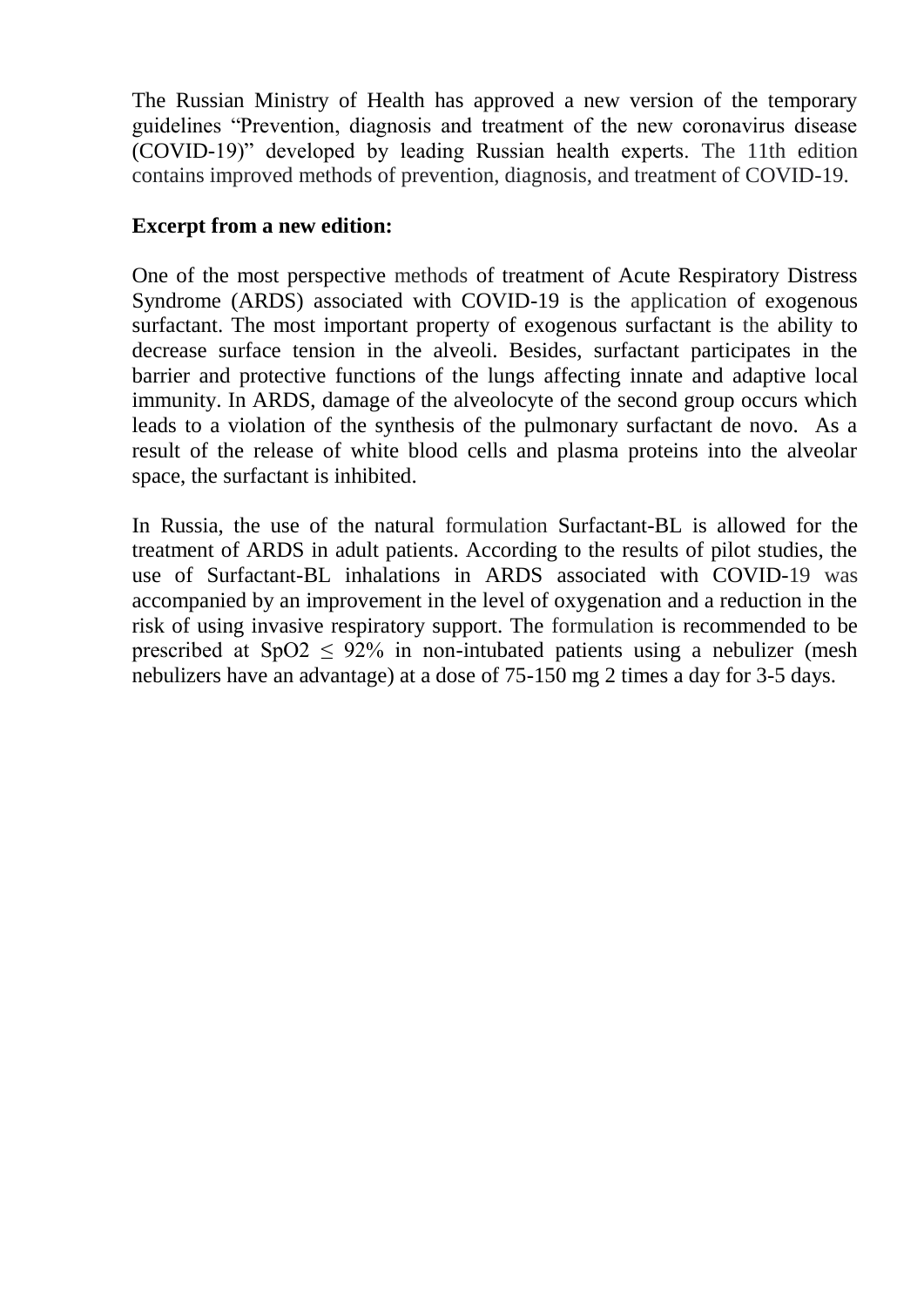The Russian Ministry of Health has approved a new version of the temporary guidelines "Prevention, diagnosis and treatment of the new coronavirus disease (COVID-19)" developed by leading Russian health experts. The 11th edition contains improved methods of prevention, diagnosis, and treatment of COVID-19.

**Excerpt from a new edition:**

One of the most perspective methods of treatment of Acute Respiratory Distress Syndrome (ARDS) associated with COVID-19 is the application of exogenous surfactant. The most important property of exogenous surfactant is the ability to decrease surface tension in the alveoli. Besides, surfactant participates in the barrier and protective functions of the lungs affecting innate and adaptive local immunity. In ARDS, damage of the alveolocyte of the second group occurs which leads to a violation of the synthesis of the pulmonary surfactant de novo. As a result of the release of white blood cells and plasma proteins into the alveolar space, the surfactant is inhibited.

In Russia, the use of the natural formulation Surfactant-BL is allowed for the treatment of ARDS in adult patients. According to the results of pilot studies, the use of Surfactant-BL inhalations in ARDS associated with COVID-19 was accompanied by an improvement in the level of oxygenation and a reduction in the risk of using invasive respiratory support. The formulation is recommended to be prescribed at $SpO_2 \leq 92\%$ in non-intubated patients using a nebulizer (mesh nebulizers have an advantage) at a dose of 75-150 mg 2 times a day for 3-5 days.